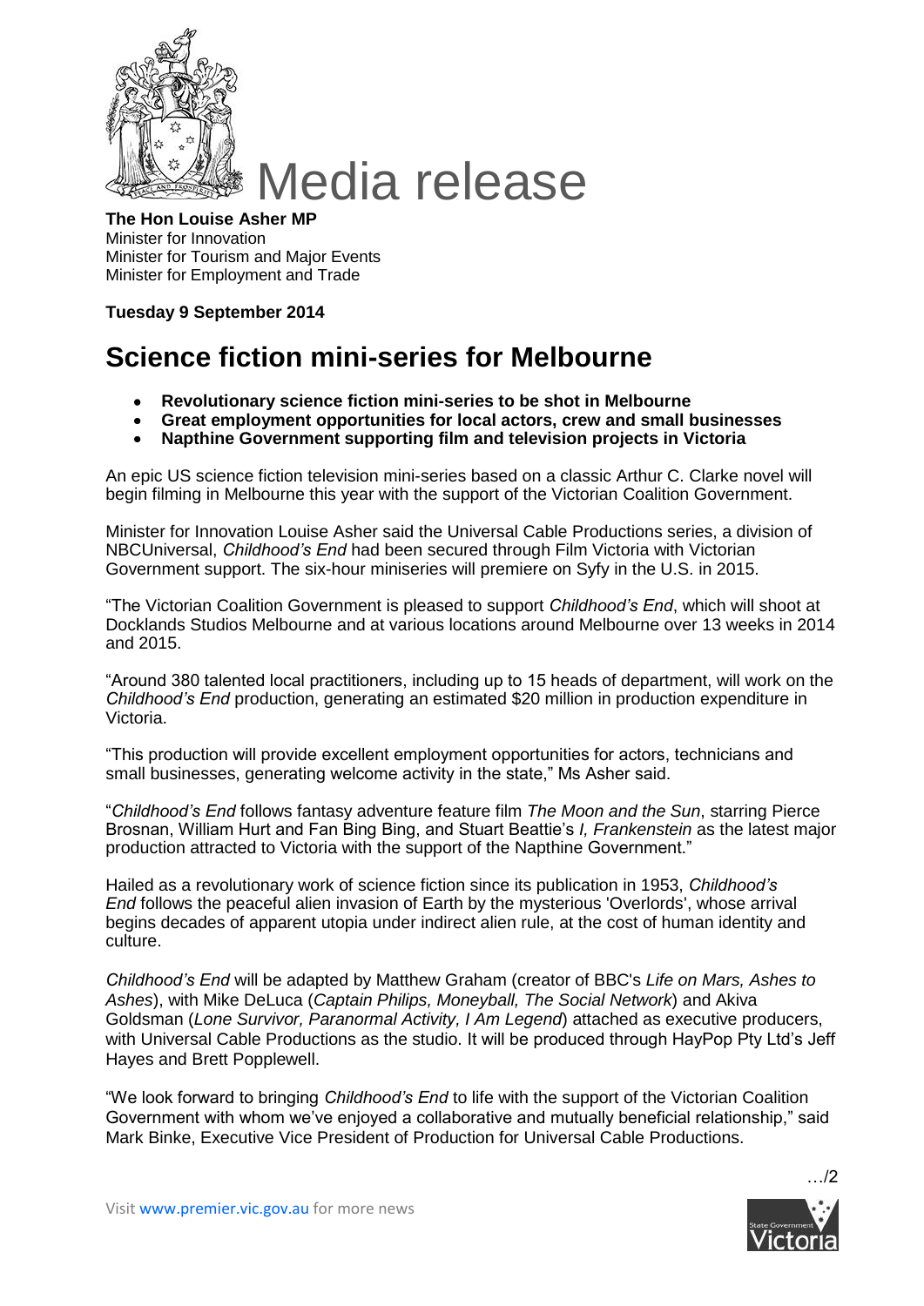# Media release

**The Hon Louise Asher MP**
Minister for Innovation
Minister for Tourism and Major Events
Minister for Employment and Trade

**Tuesday 9 September 2014**

## Science fiction mini-series for Melbourne

- **Revolutionary science fiction mini-series to be shot in Melbourne**
- **Great employment opportunities for local actors, crew and small businesses**
- **Napthine Government supporting film and television projects in Victoria**

An epic US science fiction television mini-series based on a classic Arthur C. Clarke novel will begin filming in Melbourne this year with the support of the Victorian Coalition Government.

Minister for Innovation Louise Asher said the Universal Cable Productions series, a division of NBCUniversal, *Childhood's End* had been secured through Film Victoria with Victorian Government support. The six-hour miniseries will premiere on Syfy in the U.S. in 2015.

"The Victorian Coalition Government is pleased to support *Childhood's End*, which will shoot at Docklands Studios Melbourne and at various locations around Melbourne over 13 weeks in 2014 and 2015.

"Around 380 talented local practitioners, including up to 15 heads of department, will work on the *Childhood's End* production, generating an estimated $20 million in production expenditure in Victoria.

"This production will provide excellent employment opportunities for actors, technicians and small businesses, generating welcome activity in the state," Ms Asher said.

"*Childhood's End* follows fantasy adventure feature film *The Moon and the Sun*, starring Pierce Brosnan, William Hurt and Fan Bing Bing, and Stuart Beattie's *I, Frankenstein* as the latest major production attracted to Victoria with the support of the Napthine Government."

Hailed as a revolutionary work of science fiction since its publication in 1953, *Childhood's End* follows the peaceful alien invasion of Earth by the mysterious 'Overlords', whose arrival begins decades of apparent utopia under indirect alien rule, at the cost of human identity and culture.

*Childhood's End* will be adapted by Matthew Graham (creator of BBC's *Life on Mars, Ashes to Ashes*), with Mike DeLuca (*Captain Philips, Moneyball, The Social Network*) and Akiva Goldsman (*Lone Survivor, Paranormal Activity, I Am Legend*) attached as executive producers, with Universal Cable Productions as the studio. It will be produced through HayPop Pty Ltd's Jeff Hayes and Brett Popplewell.

"We look forward to bringing *Childhood's End* to life with the support of the Victorian Coalition Government with whom we've enjoyed a collaborative and mutually beneficial relationship," said Mark Binke, Executive Vice President of Production for Universal Cable Productions.

.../2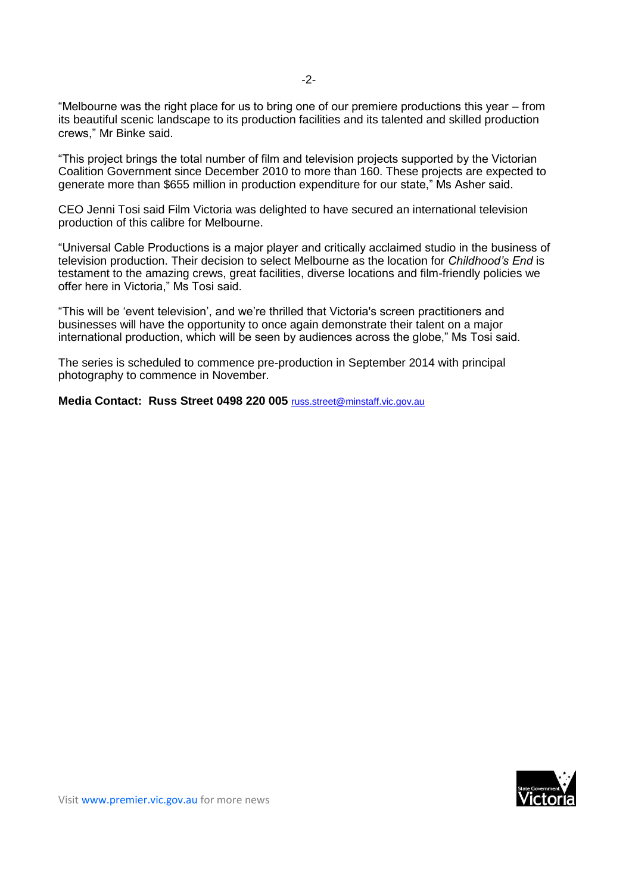"Melbourne was the right place for us to bring one of our premiere productions this year – from its beautiful scenic landscape to its production facilities and its talented and skilled production crews," Mr Binke said.

"This project brings the total number of film and television projects supported by the Victorian Coalition Government since December 2010 to more than 160. These projects are expected to generate more than $655 million in production expenditure for our state," Ms Asher said.

CEO Jenni Tosi said Film Victoria was delighted to have secured an international television production of this calibre for Melbourne.

"Universal Cable Productions is a major player and critically acclaimed studio in the business of television production. Their decision to select Melbourne as the location for *Childhood's End* is testament to the amazing crews, great facilities, diverse locations and film-friendly policies we offer here in Victoria," Ms Tosi said.

"This will be 'event television', and we're thrilled that Victoria's screen practitioners and businesses will have the opportunity to once again demonstrate their talent on a major international production, which will be seen by audiences across the globe," Ms Tosi said.

The series is scheduled to commence pre-production in September 2014 with principal photography to commence in November.

**Media Contact: Russ Street 0498 220 005** russ.street@minstaff.vic.gov.au

Visit www.premier.vic.gov.au for more news